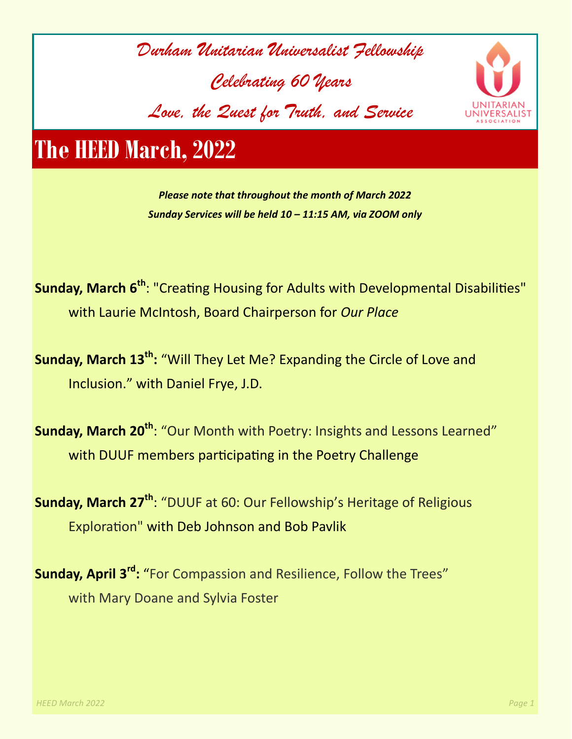*Durham Unitarian Universalist Fellowship*

*Celebrating 60 Years*

*Love, the Quest for Truth, and Service*

UNITARIAN UNIVERSALIST ASSOCIATION

# The HEED March, 2022

***Please note that throughout the month of March 2022***
***Sunday Services will be held 10 – 11:15 AM, via ZOOM only***

**Sunday, March 6th**: "Creating Housing for Adults with Developmental Disabilities" with Laurie McIntosh, Board Chairperson for *Our Place*

**Sunday, March 13th:** "Will They Let Me? Expanding the Circle of Love and Inclusion." with Daniel Frye, J.D.

**Sunday, March 20th**: "Our Month with Poetry: Insights and Lessons Learned" with DUUF members participating in the Poetry Challenge

**Sunday, March 27th**: "DUUF at 60: Our Fellowship's Heritage of Religious Exploration" with Deb Johnson and Bob Pavlik

**Sunday, April 3rd:** "For Compassion and Resilience, Follow the Trees" with Mary Doane and Sylvia Foster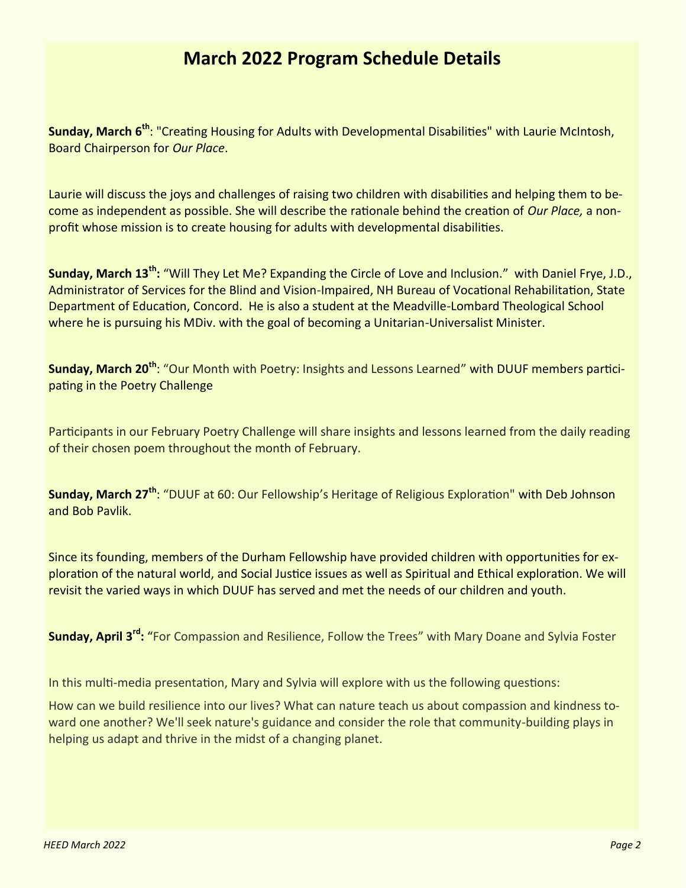# March 2022 Program Schedule Details

**Sunday, March 6th**: "Creating Housing for Adults with Developmental Disabilities" with Laurie McIntosh, Board Chairperson for *Our Place*.

Laurie will discuss the joys and challenges of raising two children with disabilities and helping them to become as independent as possible. She will describe the rationale behind the creation of *Our Place,* a non-profit whose mission is to create housing for adults with developmental disabilities.

**Sunday, March 13th:** "Will They Let Me? Expanding the Circle of Love and Inclusion." with Daniel Frye, J.D., Administrator of Services for the Blind and Vision-Impaired, NH Bureau of Vocational Rehabilitation, State Department of Education, Concord. He is also a student at the Meadville-Lombard Theological School where he is pursuing his MDiv. with the goal of becoming a Unitarian-Universalist Minister.

**Sunday, March 20th**: "Our Month with Poetry: Insights and Lessons Learned" with DUUF members participating in the Poetry Challenge

Participants in our February Poetry Challenge will share insights and lessons learned from the daily reading of their chosen poem throughout the month of February.

**Sunday, March 27th**: "DUUF at 60: Our Fellowship's Heritage of Religious Exploration" with Deb Johnson and Bob Pavlik.

Since its founding, members of the Durham Fellowship have provided children with opportunities for exploration of the natural world, and Social Justice issues as well as Spiritual and Ethical exploration. We will revisit the varied ways in which DUUF has served and met the needs of our children and youth.

**Sunday, April 3rd:** "For Compassion and Resilience, Follow the Trees" with Mary Doane and Sylvia Foster

In this multi-media presentation, Mary and Sylvia will explore with us the following questions:

How can we build resilience into our lives? What can nature teach us about compassion and kindness toward one another? We'll seek nature's guidance and consider the role that community-building plays in helping us adapt and thrive in the midst of a changing planet.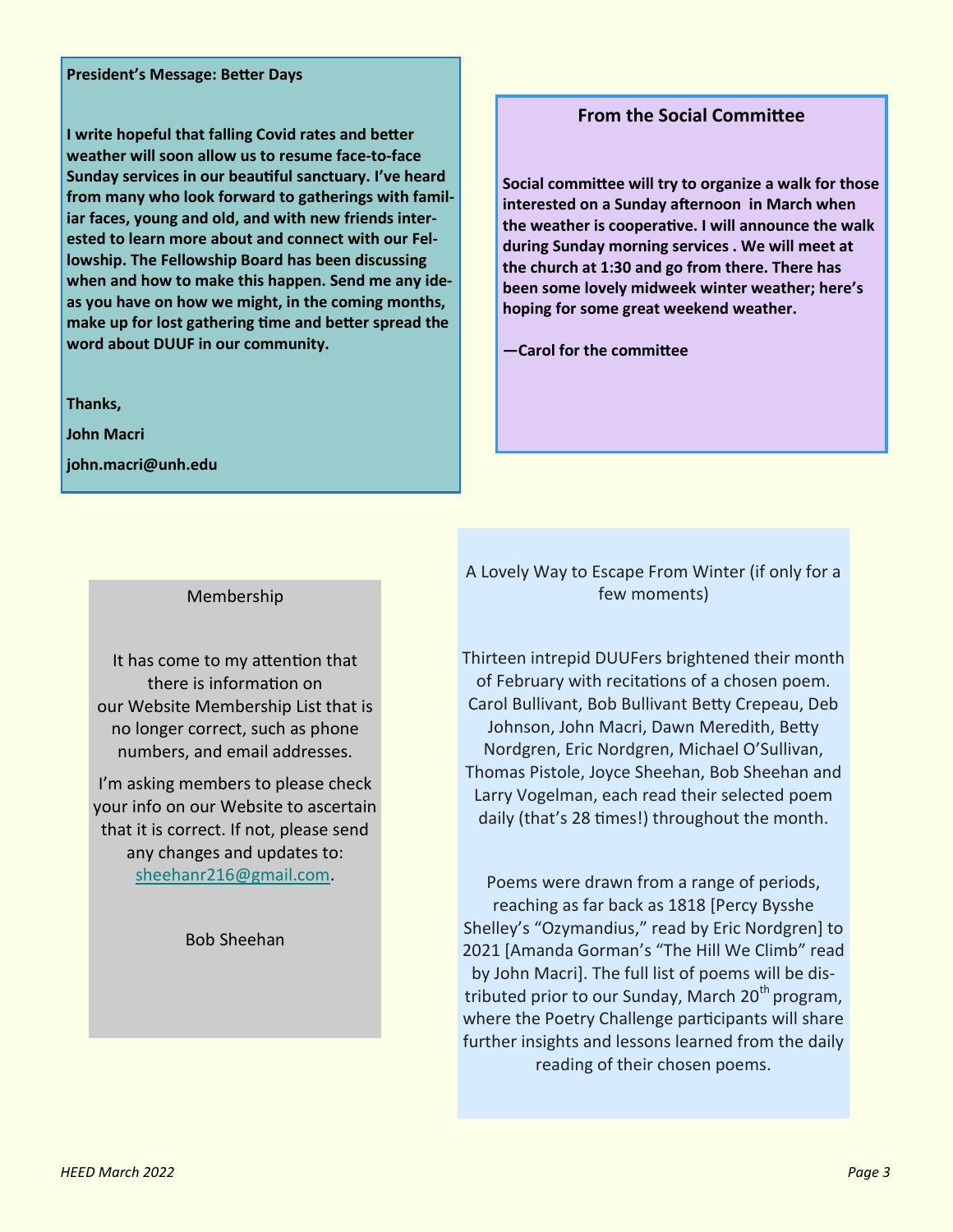## President's Message: Better Days

**I write hopeful that falling Covid rates and better weather will soon allow us to resume face-to-face Sunday services in our beautiful sanctuary. I've heard from many who look forward to gatherings with familiar faces, young and old, and with new friends interested to learn more about and connect with our Fellowship. The Fellowship Board has been discussing when and how to make this happen. Send me any ideas you have on how we might, in the coming months, make up for lost gathering time and better spread the word about DUUF in our community.**

**Thanks,**

**John Macri**

**john.macri@unh.edu**

## From the Social Committee

**Social committee will try to organize a walk for those interested on a Sunday afternoon in March when the weather is cooperative. I will announce the walk during Sunday morning services . We will meet at the church at 1:30 and go from there. There has been some lovely midweek winter weather; here's hoping for some great weekend weather.**

**—Carol for the committee**

## Membership

It has come to my attention that there is information on our Website Membership List that is no longer correct, such as phone numbers, and email addresses.

I'm asking members to please check your info on our Website to ascertain that it is correct. If not, please send any changes and updates to: sheehanr216@gmail.com.

Bob Sheehan

## A Lovely Way to Escape From Winter (if only for a few moments)

Thirteen intrepid DUUFers brightened their month of February with recitations of a chosen poem. Carol Bullivant, Bob Bullivant Betty Crepeau, Deb Johnson, John Macri, Dawn Meredith, Betty Nordgren, Eric Nordgren, Michael O'Sullivan, Thomas Pistole, Joyce Sheehan, Bob Sheehan and Larry Vogelman, each read their selected poem daily (that's 28 times!) throughout the month.

Poems were drawn from a range of periods, reaching as far back as 1818 [Percy Bysshe Shelley's "Ozymandius," read by Eric Nordgren] to 2021 [Amanda Gorman's "The Hill We Climb" read by John Macri]. The full list of poems will be distributed prior to our Sunday, March 20th program, where the Poetry Challenge participants will share further insights and lessons learned from the daily reading of their chosen poems.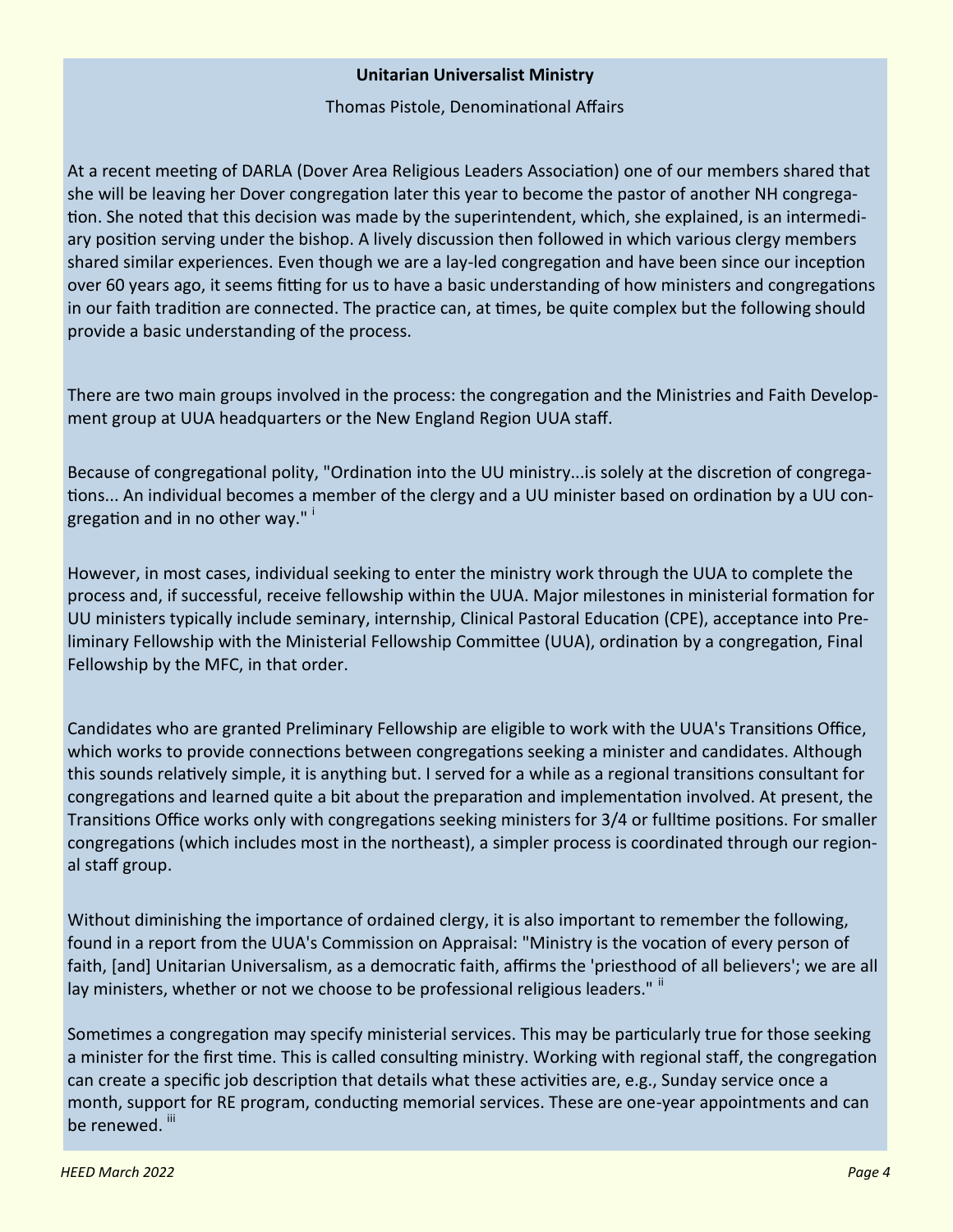**Unitarian Universalist Ministry**

Thomas Pistole, Denominational Affairs

At a recent meeting of DARLA (Dover Area Religious Leaders Association) one of our members shared that she will be leaving her Dover congregation later this year to become the pastor of another NH congregation. She noted that this decision was made by the superintendent, which, she explained, is an intermediary position serving under the bishop. A lively discussion then followed in which various clergy members shared similar experiences. Even though we are a lay-led congregation and have been since our inception over 60 years ago, it seems fitting for us to have a basic understanding of how ministers and congregations in our faith tradition are connected. The practice can, at times, be quite complex but the following should provide a basic understanding of the process.

There are two main groups involved in the process: the congregation and the Ministries and Faith Development group at UUA headquarters or the New England Region UUA staff.

Because of congregational polity, "Ordination into the UU ministry...is solely at the discretion of congregations... An individual becomes a member of the clergy and a UU minister based on ordination by a UU congregation and in no other way." [i]

However, in most cases, individual seeking to enter the ministry work through the UUA to complete the process and, if successful, receive fellowship within the UUA. Major milestones in ministerial formation for UU ministers typically include seminary, internship, Clinical Pastoral Education (CPE), acceptance into Preliminary Fellowship with the Ministerial Fellowship Committee (UUA), ordination by a congregation, Final Fellowship by the MFC, in that order.

Candidates who are granted Preliminary Fellowship are eligible to work with the UUA's Transitions Office, which works to provide connections between congregations seeking a minister and candidates. Although this sounds relatively simple, it is anything but. I served for a while as a regional transitions consultant for congregations and learned quite a bit about the preparation and implementation involved. At present, the Transitions Office works only with congregations seeking ministers for 3/4 or fulltime positions. For smaller congregations (which includes most in the northeast), a simpler process is coordinated through our regional staff group.

Without diminishing the importance of ordained clergy, it is also important to remember the following, found in a report from the UUA's Commission on Appraisal: "Ministry is the vocation of every person of faith, [and] Unitarian Universalism, as a democratic faith, affirms the 'priesthood of all believers'; we are all lay ministers, whether or not we choose to be professional religious leaders." [ii]

Sometimes a congregation may specify ministerial services. This may be particularly true for those seeking a minister for the first time. This is called consulting ministry. Working with regional staff, the congregation can create a specific job description that details what these activities are, e.g., Sunday service once a month, support for RE program, conducting memorial services. These are one-year appointments and can be renewed. [iii]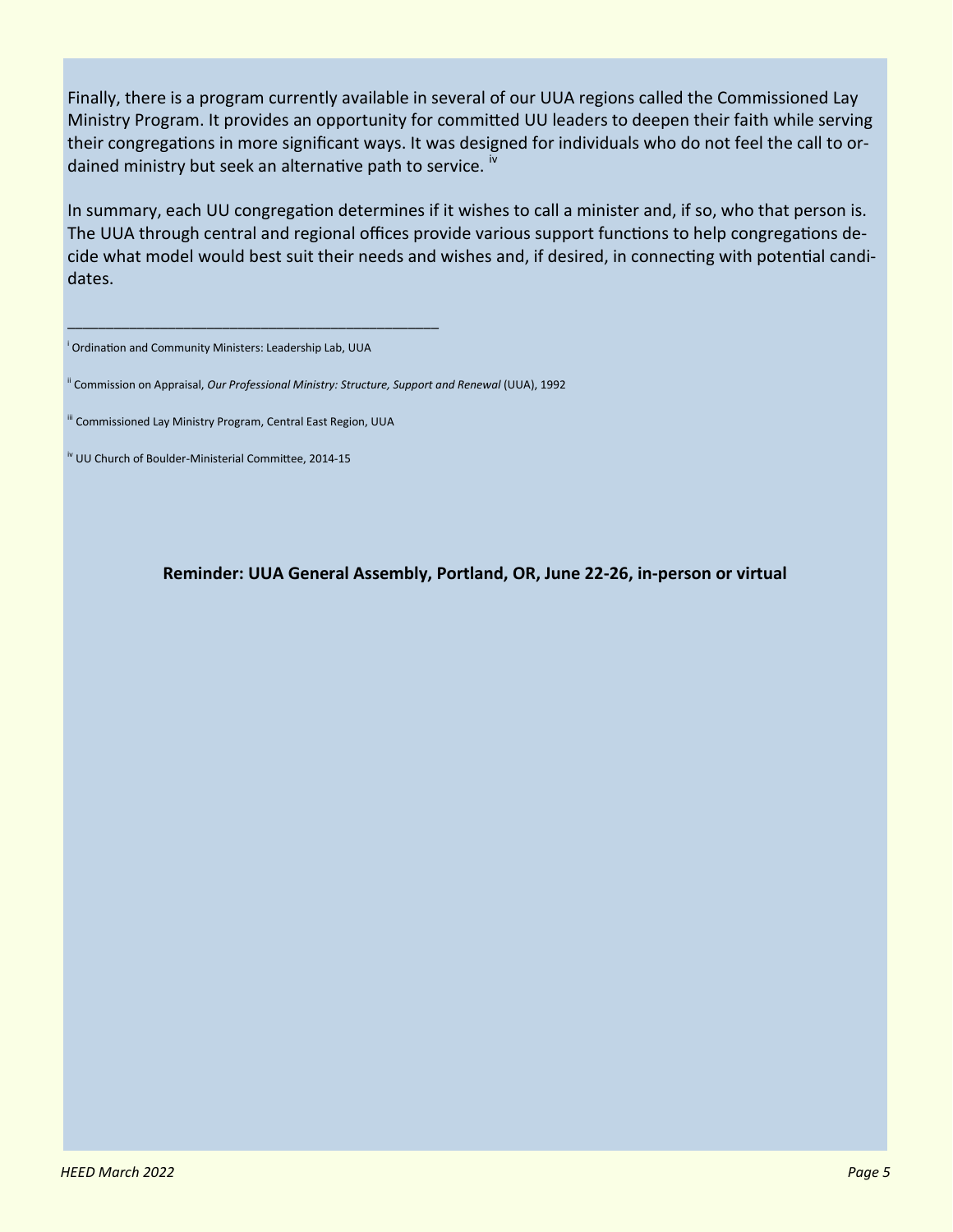Finally, there is a program currently available in several of our UUA regions called the Commissioned Lay Ministry Program. It provides an opportunity for committed UU leaders to deepen their faith while serving their congregations in more significant ways. It was designed for individuals who do not feel the call to ordained ministry but seek an alternative path to service. [iv]

In summary, each UU congregation determines if it wishes to call a minister and, if so, who that person is. The UUA through central and regional offices provide various support functions to help congregations decide what model would best suit their needs and wishes and, if desired, in connecting with potential candidates.

---

[i] Ordination and Community Ministers: Leadership Lab, UUA

[ii] Commission on Appraisal, *Our Professional Ministry: Structure, Support and Renewal* (UUA), 1992

[iii] Commissioned Lay Ministry Program, Central East Region, UUA

[iv] UU Church of Boulder-Ministerial Committee, 2014-15

**Reminder: UUA General Assembly, Portland, OR, June 22-26, in-person or virtual**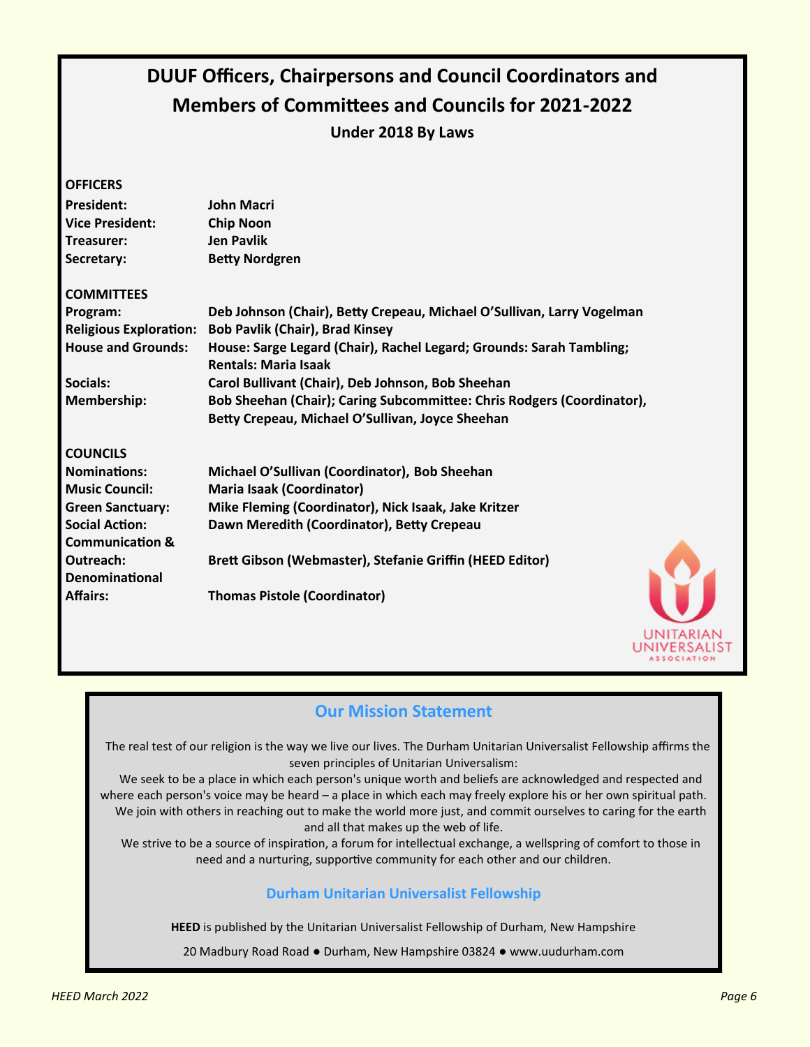## DUUF Officers, Chairpersons and Council Coordinators and Members of Committees and Councils for 2021-2022

**Under 2018 By Laws**

**OFFICERS**

| | |
|---|---|
| **President:** | **John Macri** |
| **Vice President:** | **Chip Noon** |
| **Treasurer:** | **Jen Pavlik** |
| **Secretary:** | **Betty Nordgren** |

**COMMITTEES**

| | |
|---|---|
| **Program:** | **Deb Johnson (Chair), Betty Crepeau, Michael O'Sullivan, Larry Vogelman** |
| **Religious Exploration:** | **Bob Pavlik (Chair), Brad Kinsey** |
| **House and Grounds:** | **House: Sarge Legard (Chair), Rachel Legard; Grounds: Sarah Tambling; Rentals: Maria Isaak** |
| **Socials:** | **Carol Bullivant (Chair), Deb Johnson, Bob Sheehan** |
| **Membership:** | **Bob Sheehan (Chair); Caring Subcommittee: Chris Rodgers (Coordinator), Betty Crepeau, Michael O'Sullivan, Joyce Sheehan** |

**COUNCILS**

| | |
|---|---|
| **Nominations:** | **Michael O'Sullivan (Coordinator), Bob Sheehan** |
| **Music Council:** | **Maria Isaak (Coordinator)** |
| **Green Sanctuary:** | **Mike Fleming (Coordinator), Nick Isaak, Jake Kritzer** |
| **Social Action:** | **Dawn Meredith (Coordinator), Betty Crepeau** |
| **Communication & Outreach:** | **Brett Gibson (Webmaster), Stefanie Griffin (HEED Editor)** |
| **Denominational Affairs:** | **Thomas Pistole (Coordinator)** |

UNITARIAN UNIVERSALIST ASSOCIATION

## Our Mission Statement

The real test of our religion is the way we live our lives. The Durham Unitarian Universalist Fellowship affirms the seven principles of Unitarian Universalism:

We seek to be a place in which each person's unique worth and beliefs are acknowledged and respected and where each person's voice may be heard – a place in which each may freely explore his or her own spiritual path.

We join with others in reaching out to make the world more just, and commit ourselves to caring for the earth and all that makes up the web of life.

We strive to be a source of inspiration, a forum for intellectual exchange, a wellspring of comfort to those in need and a nurturing, supportive community for each other and our children.

### Durham Unitarian Universalist Fellowship

**HEED** is published by the Unitarian Universalist Fellowship of Durham, New Hampshire

20 Madbury Road Road ● Durham, New Hampshire 03824 ● www.uudurham.com